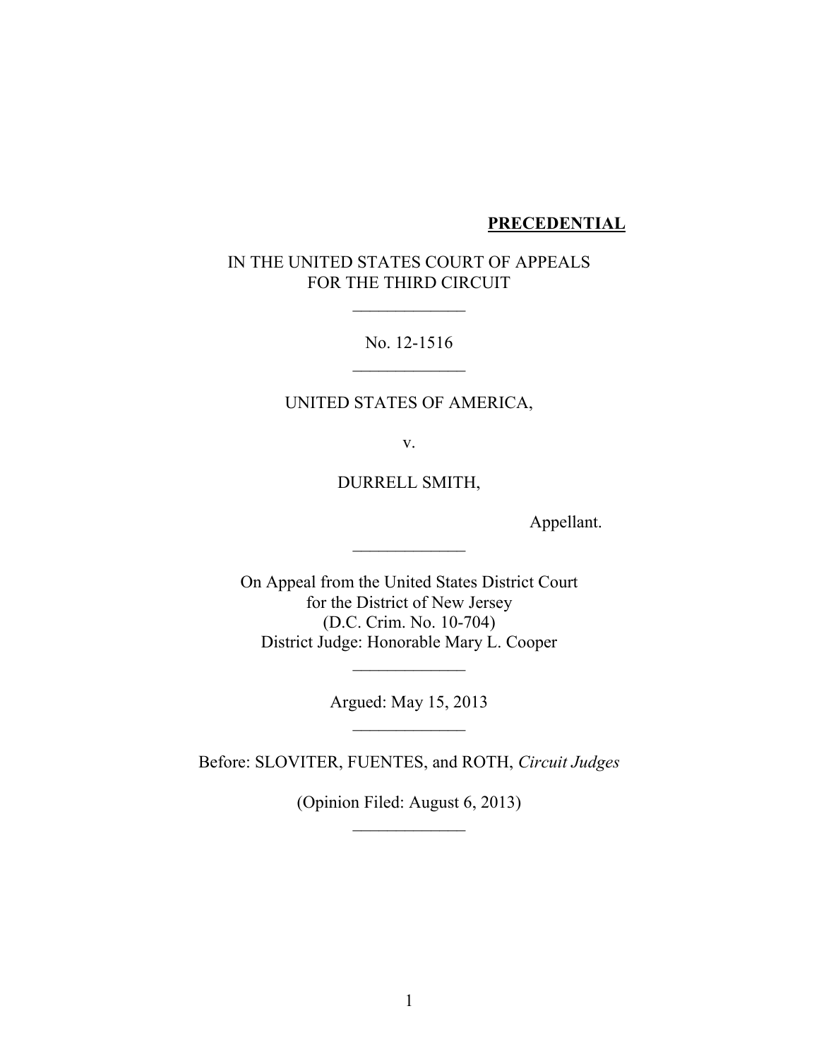**PRECEDENTIAL**

IN THE UNITED STATES COURT OF APPEALS
FOR THE THIRD CIRCUIT

_____________

No. 12-1516

_____________

UNITED STATES OF AMERICA,

v.

DURRELL SMITH,

Appellant.

_____________

On Appeal from the United States District Court
for the District of New Jersey
(D.C. Crim. No. 10-704)
District Judge: Honorable Mary L. Cooper

_____________

Argued: May 15, 2013

_____________

Before: SLOVITER, FUENTES, and ROTH, *Circuit Judges*

(Opinion Filed: August 6, 2013)

_____________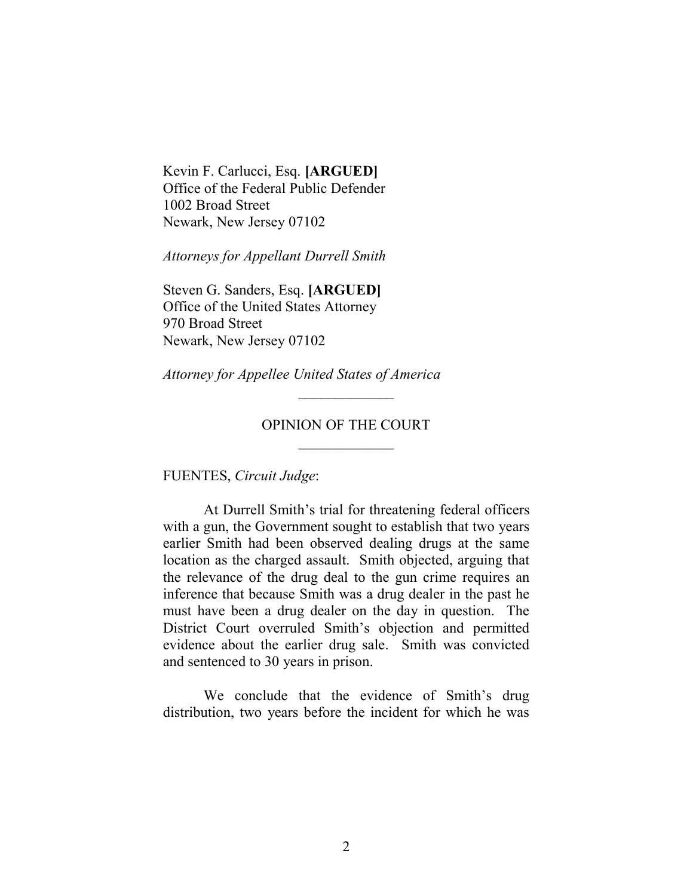Kevin F. Carlucci, Esq. **[ARGUED]**
Office of the Federal Public Defender
1002 Broad Street
Newark, New Jersey 07102

*Attorneys for Appellant Durrell Smith*

Steven G. Sanders, Esq. **[ARGUED]**
Office of the United States Attorney
970 Broad Street
Newark, New Jersey 07102

*Attorney for Appellee United States of America*

______________

OPINION OF THE COURT

______________

FUENTES, *Circuit Judge*:

At Durrell Smith's trial for threatening federal officers with a gun, the Government sought to establish that two years earlier Smith had been observed dealing drugs at the same location as the charged assault. Smith objected, arguing that the relevance of the drug deal to the gun crime requires an inference that because Smith was a drug dealer in the past he must have been a drug dealer on the day in question. The District Court overruled Smith's objection and permitted evidence about the earlier drug sale. Smith was convicted and sentenced to 30 years in prison.

We conclude that the evidence of Smith's drug distribution, two years before the incident for which he was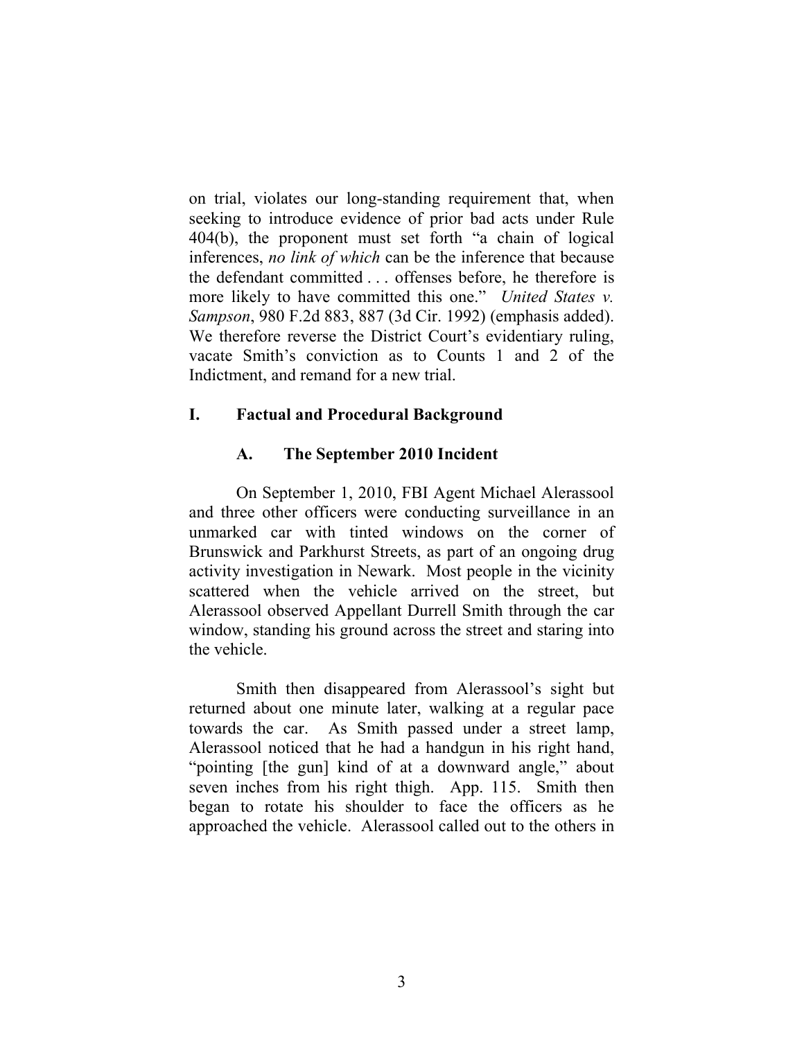on trial, violates our long-standing requirement that, when seeking to introduce evidence of prior bad acts under Rule 404(b), the proponent must set forth "a chain of logical inferences, *no link of which* can be the inference that because the defendant committed . . . offenses before, he therefore is more likely to have committed this one." *United States v. Sampson*, 980 F.2d 883, 887 (3d Cir. 1992) (emphasis added). We therefore reverse the District Court's evidentiary ruling, vacate Smith's conviction as to Counts 1 and 2 of the Indictment, and remand for a new trial.

## I. Factual and Procedural Background

### A. The September 2010 Incident

On September 1, 2010, FBI Agent Michael Alerassool and three other officers were conducting surveillance in an unmarked car with tinted windows on the corner of Brunswick and Parkhurst Streets, as part of an ongoing drug activity investigation in Newark. Most people in the vicinity scattered when the vehicle arrived on the street, but Alerassool observed Appellant Durrell Smith through the car window, standing his ground across the street and staring into the vehicle.

Smith then disappeared from Alerassool's sight but returned about one minute later, walking at a regular pace towards the car. As Smith passed under a street lamp, Alerassool noticed that he had a handgun in his right hand, "pointing [the gun] kind of at a downward angle," about seven inches from his right thigh. App. 115. Smith then began to rotate his shoulder to face the officers as he approached the vehicle. Alerassool called out to the others in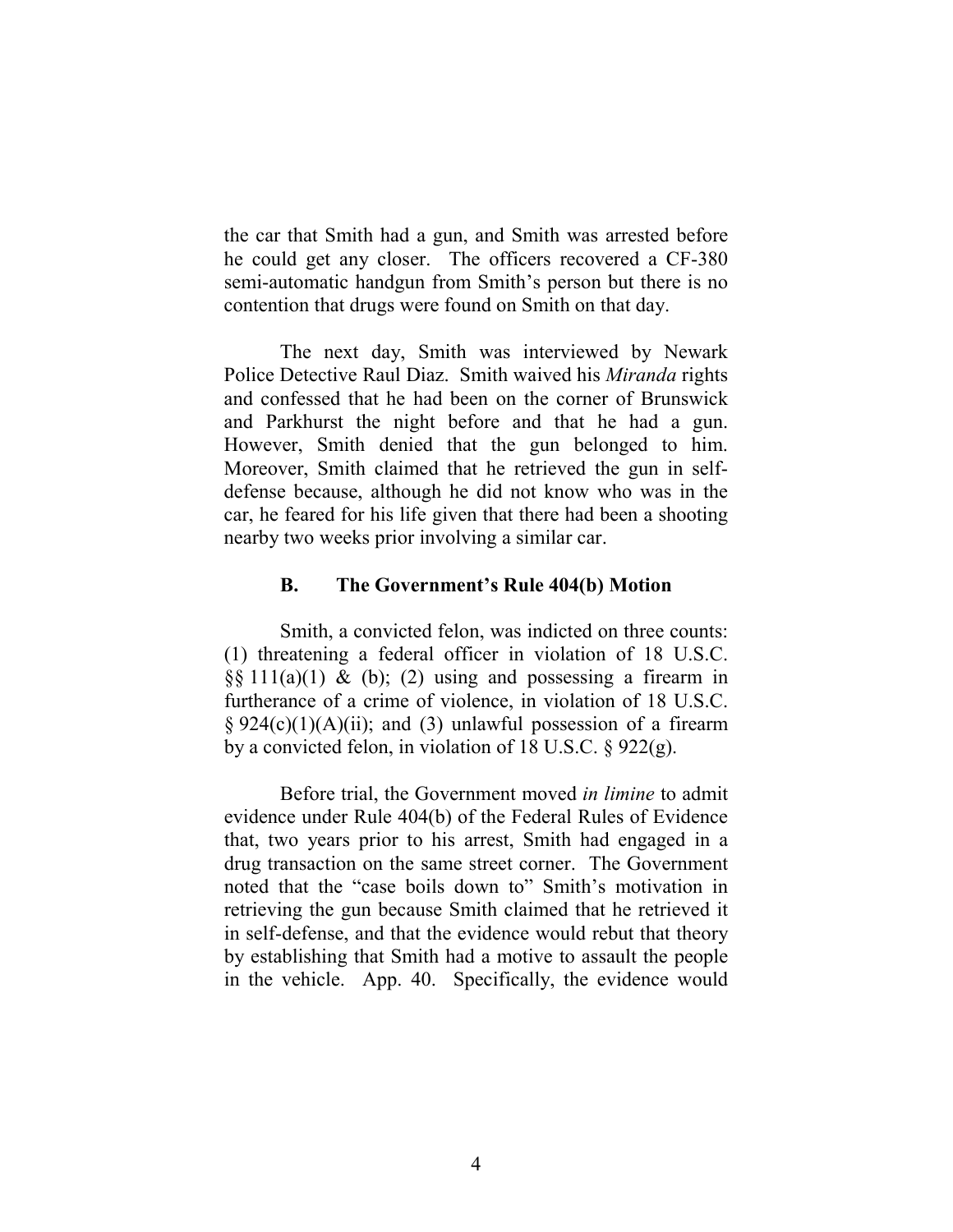the car that Smith had a gun, and Smith was arrested before he could get any closer. The officers recovered a CF-380 semi-automatic handgun from Smith's person but there is no contention that drugs were found on Smith on that day.

The next day, Smith was interviewed by Newark Police Detective Raul Diaz. Smith waived his *Miranda* rights and confessed that he had been on the corner of Brunswick and Parkhurst the night before and that he had a gun. However, Smith denied that the gun belonged to him. Moreover, Smith claimed that he retrieved the gun in self-defense because, although he did not know who was in the car, he feared for his life given that there had been a shooting nearby two weeks prior involving a similar car.

### B. The Government's Rule 404(b) Motion

Smith, a convicted felon, was indicted on three counts: (1) threatening a federal officer in violation of 18 U.S.C. §§ 111(a)(1) & (b); (2) using and possessing a firearm in furtherance of a crime of violence, in violation of 18 U.S.C. § 924(c)(1)(A)(ii); and (3) unlawful possession of a firearm by a convicted felon, in violation of 18 U.S.C. § 922(g).

Before trial, the Government moved *in limine* to admit evidence under Rule 404(b) of the Federal Rules of Evidence that, two years prior to his arrest, Smith had engaged in a drug transaction on the same street corner. The Government noted that the "case boils down to" Smith's motivation in retrieving the gun because Smith claimed that he retrieved it in self-defense, and that the evidence would rebut that theory by establishing that Smith had a motive to assault the people in the vehicle. App. 40. Specifically, the evidence would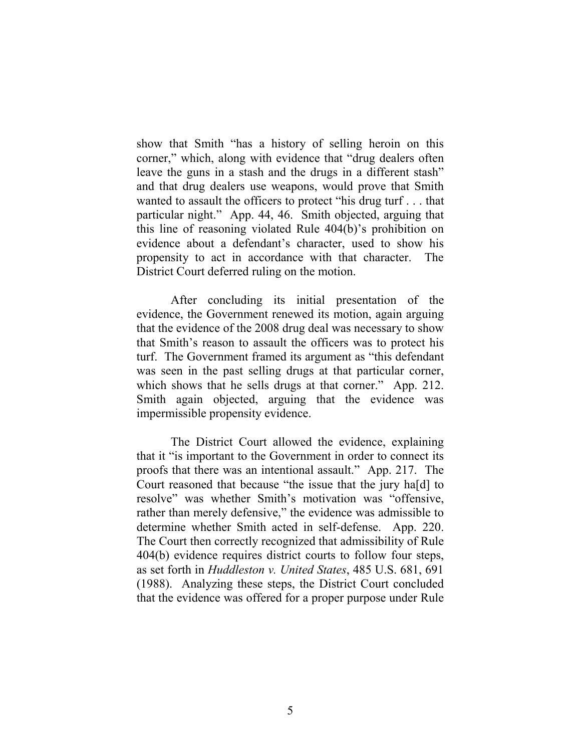show that Smith "has a history of selling heroin on this corner," which, along with evidence that "drug dealers often leave the guns in a stash and the drugs in a different stash" and that drug dealers use weapons, would prove that Smith wanted to assault the officers to protect "his drug turf . . . that particular night." App. 44, 46. Smith objected, arguing that this line of reasoning violated Rule 404(b)'s prohibition on evidence about a defendant's character, used to show his propensity to act in accordance with that character. The District Court deferred ruling on the motion.

After concluding its initial presentation of the evidence, the Government renewed its motion, again arguing that the evidence of the 2008 drug deal was necessary to show that Smith's reason to assault the officers was to protect his turf. The Government framed its argument as "this defendant was seen in the past selling drugs at that particular corner, which shows that he sells drugs at that corner." App. 212. Smith again objected, arguing that the evidence was impermissible propensity evidence.

The District Court allowed the evidence, explaining that it "is important to the Government in order to connect its proofs that there was an intentional assault." App. 217. The Court reasoned that because "the issue that the jury ha[d] to resolve" was whether Smith's motivation was "offensive, rather than merely defensive," the evidence was admissible to determine whether Smith acted in self-defense. App. 220. The Court then correctly recognized that admissibility of Rule 404(b) evidence requires district courts to follow four steps, as set forth in *Huddleston v. United States*, 485 U.S. 681, 691 (1988). Analyzing these steps, the District Court concluded that the evidence was offered for a proper purpose under Rule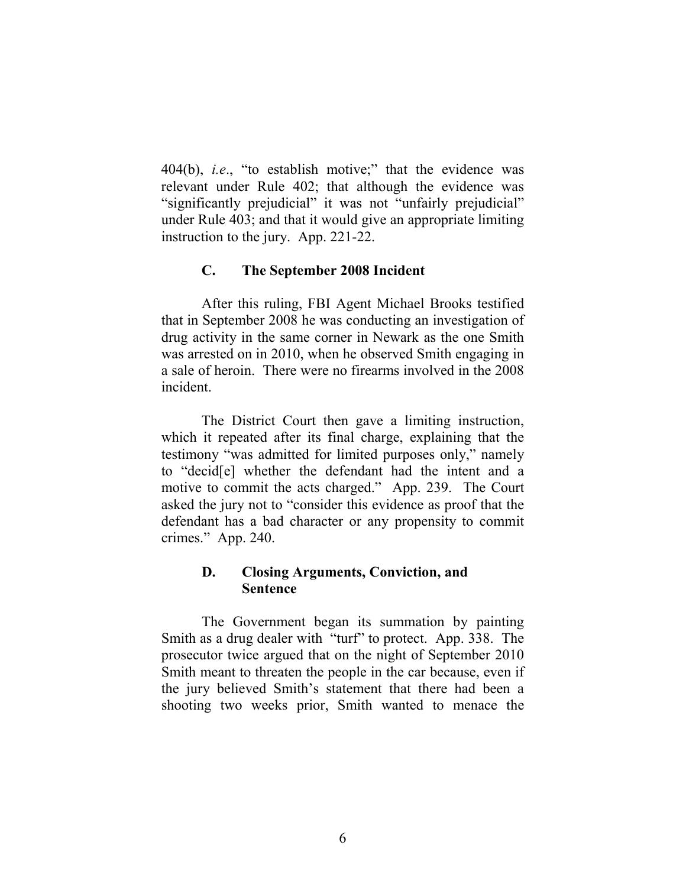404(b), *i.e.*, "to establish motive;" that the evidence was relevant under Rule 402; that although the evidence was "significantly prejudicial" it was not "unfairly prejudicial" under Rule 403; and that it would give an appropriate limiting instruction to the jury. App. 221-22.

### C. The September 2008 Incident

After this ruling, FBI Agent Michael Brooks testified that in September 2008 he was conducting an investigation of drug activity in the same corner in Newark as the one Smith was arrested on in 2010, when he observed Smith engaging in a sale of heroin. There were no firearms involved in the 2008 incident.

The District Court then gave a limiting instruction, which it repeated after its final charge, explaining that the testimony "was admitted for limited purposes only," namely to "decid[e] whether the defendant had the intent and a motive to commit the acts charged." App. 239. The Court asked the jury not to "consider this evidence as proof that the defendant has a bad character or any propensity to commit crimes." App. 240.

### D. Closing Arguments, Conviction, and Sentence

The Government began its summation by painting Smith as a drug dealer with "turf" to protect. App. 338. The prosecutor twice argued that on the night of September 2010 Smith meant to threaten the people in the car because, even if the jury believed Smith's statement that there had been a shooting two weeks prior, Smith wanted to menace the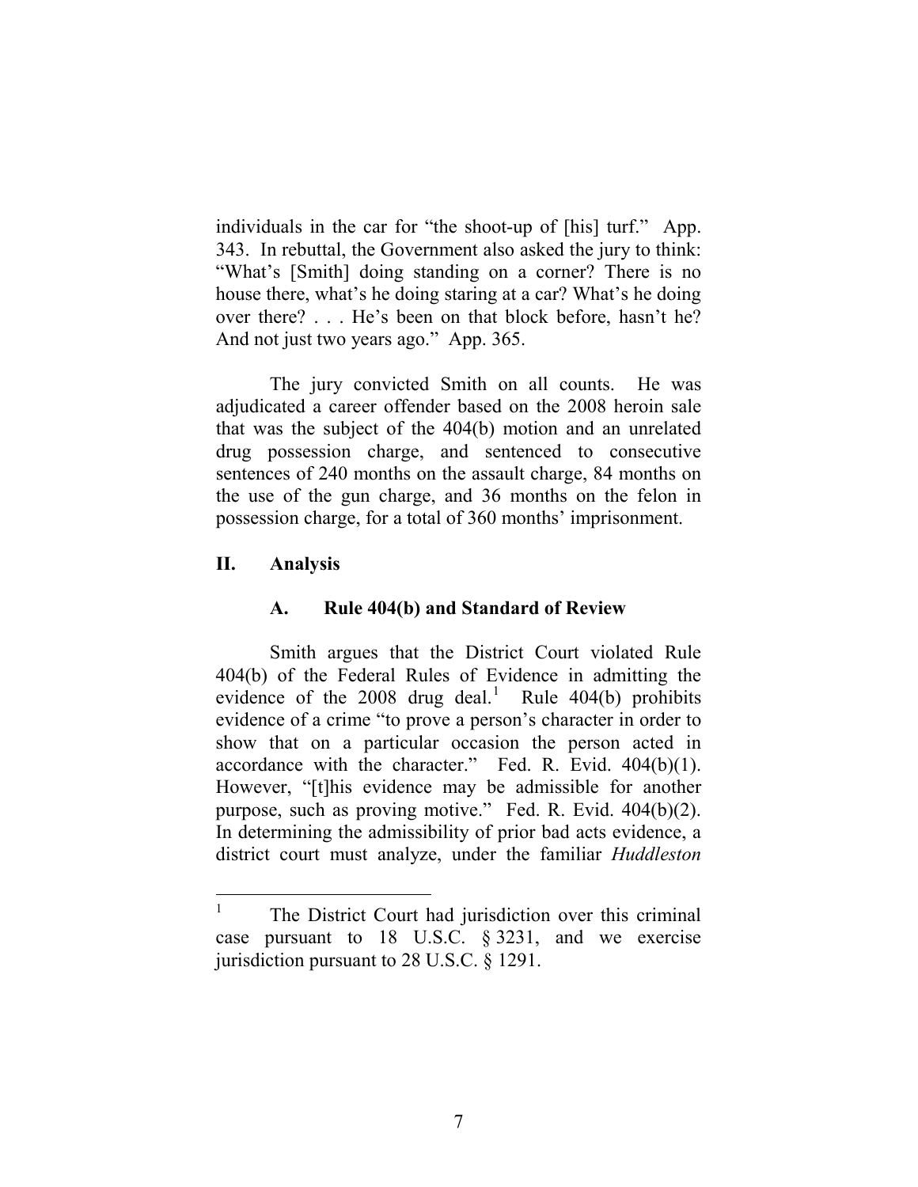individuals in the car for "the shoot-up of [his] turf." App. 343. In rebuttal, the Government also asked the jury to think: "What's [Smith] doing standing on a corner? There is no house there, what's he doing staring at a car? What's he doing over there? . . . He's been on that block before, hasn't he? And not just two years ago." App. 365.

The jury convicted Smith on all counts. He was adjudicated a career offender based on the 2008 heroin sale that was the subject of the 404(b) motion and an unrelated drug possession charge, and sentenced to consecutive sentences of 240 months on the assault charge, 84 months on the use of the gun charge, and 36 months on the felon in possession charge, for a total of 360 months' imprisonment.

## II. Analysis

### A. Rule 404(b) and Standard of Review

Smith argues that the District Court violated Rule 404(b) of the Federal Rules of Evidence in admitting the evidence of the 2008 drug deal.[1] Rule 404(b) prohibits evidence of a crime "to prove a person's character in order to show that on a particular occasion the person acted in accordance with the character." Fed. R. Evid. 404(b)(1). However, "[t]his evidence may be admissible for another purpose, such as proving motive." Fed. R. Evid. 404(b)(2). In determining the admissibility of prior bad acts evidence, a district court must analyze, under the familiar *Huddleston*

[1] The District Court had jurisdiction over this criminal case pursuant to 18 U.S.C. § 3231, and we exercise jurisdiction pursuant to 28 U.S.C. § 1291.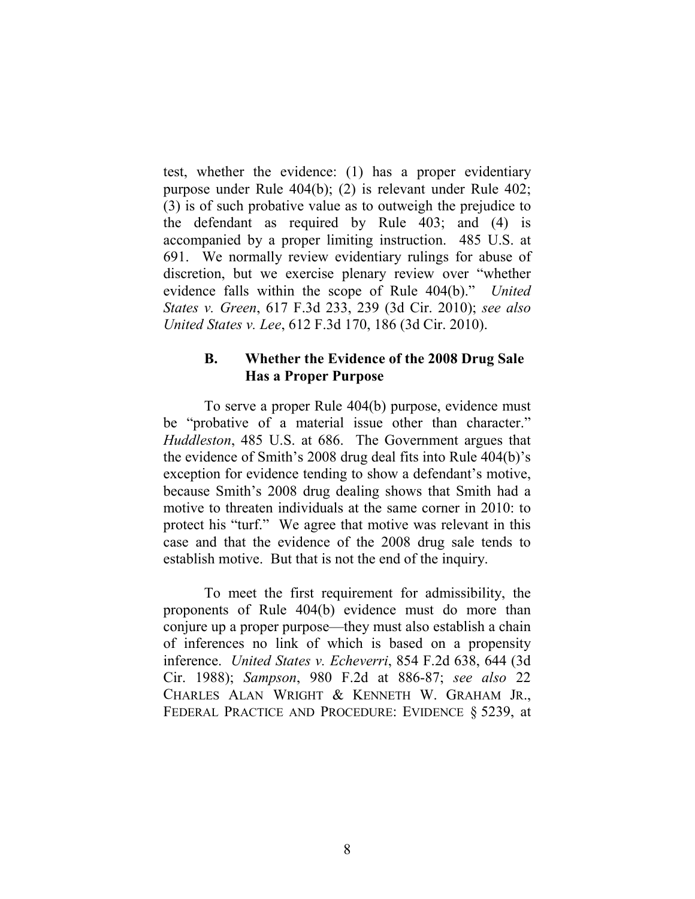test, whether the evidence: (1) has a proper evidentiary purpose under Rule 404(b); (2) is relevant under Rule 402; (3) is of such probative value as to outweigh the prejudice to the defendant as required by Rule 403; and (4) is accompanied by a proper limiting instruction. 485 U.S. at 691. We normally review evidentiary rulings for abuse of discretion, but we exercise plenary review over "whether evidence falls within the scope of Rule 404(b)." *United States v. Green*, 617 F.3d 233, 239 (3d Cir. 2010); *see also United States v. Lee*, 612 F.3d 170, 186 (3d Cir. 2010).

### B. Whether the Evidence of the 2008 Drug Sale Has a Proper Purpose

To serve a proper Rule 404(b) purpose, evidence must be "probative of a material issue other than character." *Huddleston*, 485 U.S. at 686. The Government argues that the evidence of Smith's 2008 drug deal fits into Rule 404(b)'s exception for evidence tending to show a defendant's motive, because Smith's 2008 drug dealing shows that Smith had a motive to threaten individuals at the same corner in 2010: to protect his "turf." We agree that motive was relevant in this case and that the evidence of the 2008 drug sale tends to establish motive. But that is not the end of the inquiry.

To meet the first requirement for admissibility, the proponents of Rule 404(b) evidence must do more than conjure up a proper purpose—they must also establish a chain of inferences no link of which is based on a propensity inference. *United States v. Echeverri*, 854 F.2d 638, 644 (3d Cir. 1988); *Sampson*, 980 F.2d at 886-87; *see also* 22 CHARLES ALAN WRIGHT & KENNETH W. GRAHAM JR., FEDERAL PRACTICE AND PROCEDURE: EVIDENCE § 5239, at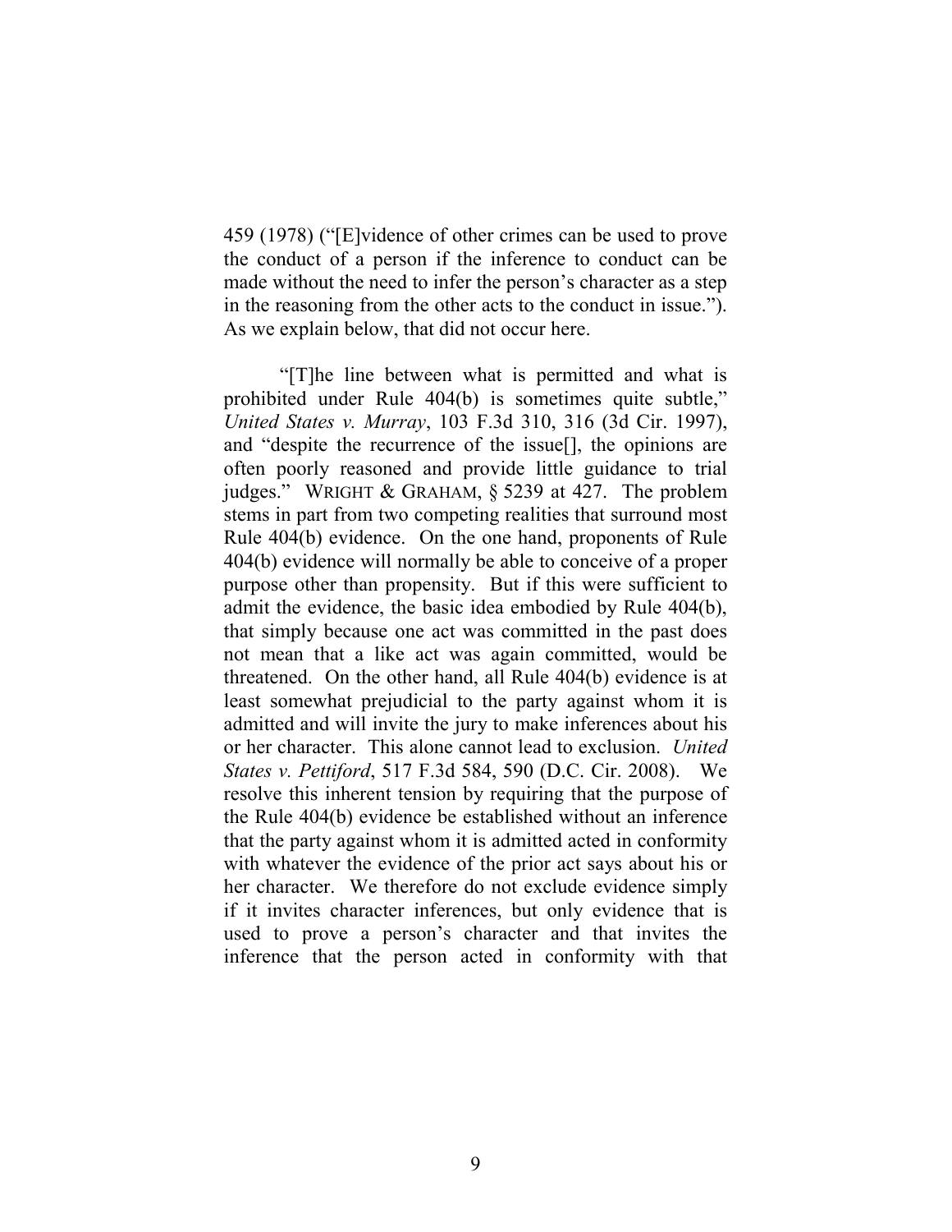459 (1978) ("[E]vidence of other crimes can be used to prove the conduct of a person if the inference to conduct can be made without the need to infer the person's character as a step in the reasoning from the other acts to the conduct in issue."). As we explain below, that did not occur here.

"[T]he line between what is permitted and what is prohibited under Rule 404(b) is sometimes quite subtle," *United States v. Murray*, 103 F.3d 310, 316 (3d Cir. 1997), and "despite the recurrence of the issue[], the opinions are often poorly reasoned and provide little guidance to trial judges." WRIGHT & GRAHAM, § 5239 at 427. The problem stems in part from two competing realities that surround most Rule 404(b) evidence. On the one hand, proponents of Rule 404(b) evidence will normally be able to conceive of a proper purpose other than propensity. But if this were sufficient to admit the evidence, the basic idea embodied by Rule 404(b), that simply because one act was committed in the past does not mean that a like act was again committed, would be threatened. On the other hand, all Rule 404(b) evidence is at least somewhat prejudicial to the party against whom it is admitted and will invite the jury to make inferences about his or her character. This alone cannot lead to exclusion. *United States v. Pettiford*, 517 F.3d 584, 590 (D.C. Cir. 2008). We resolve this inherent tension by requiring that the purpose of the Rule 404(b) evidence be established without an inference that the party against whom it is admitted acted in conformity with whatever the evidence of the prior act says about his or her character. We therefore do not exclude evidence simply if it invites character inferences, but only evidence that is used to prove a person's character and that invites the inference that the person acted in conformity with that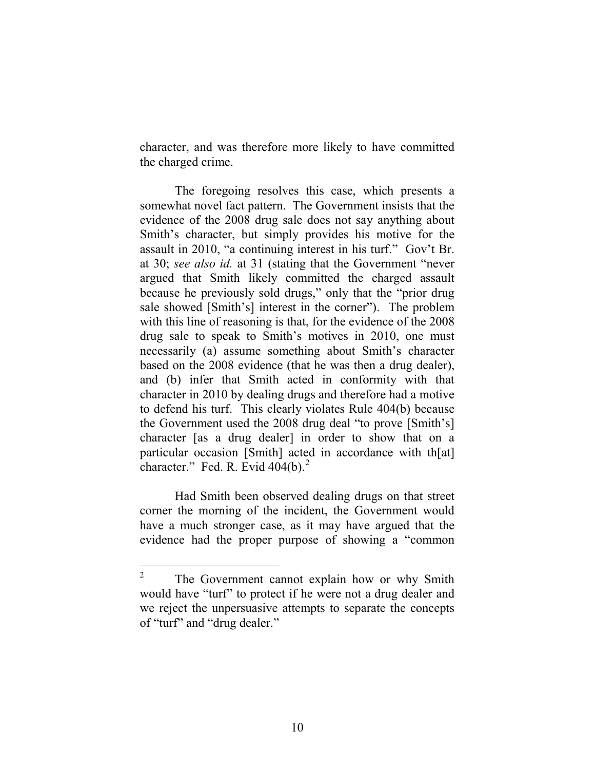character, and was therefore more likely to have committed the charged crime.

The foregoing resolves this case, which presents a somewhat novel fact pattern. The Government insists that the evidence of the 2008 drug sale does not say anything about Smith's character, but simply provides his motive for the assault in 2010, "a continuing interest in his turf." Gov't Br. at 30; *see also id.* at 31 (stating that the Government "never argued that Smith likely committed the charged assault because he previously sold drugs," only that the "prior drug sale showed [Smith's] interest in the corner"). The problem with this line of reasoning is that, for the evidence of the 2008 drug sale to speak to Smith's motives in 2010, one must necessarily (a) assume something about Smith's character based on the 2008 evidence (that he was then a drug dealer), and (b) infer that Smith acted in conformity with that character in 2010 by dealing drugs and therefore had a motive to defend his turf. This clearly violates Rule 404(b) because the Government used the 2008 drug deal "to prove [Smith's] character [as a drug dealer] in order to show that on a particular occasion [Smith] acted in accordance with th[at] character." Fed. R. Evid 404(b).[2]

Had Smith been observed dealing drugs on that street corner the morning of the incident, the Government would have a much stronger case, as it may have argued that the evidence had the proper purpose of showing a "common

---

[2] The Government cannot explain how or why Smith would have "turf" to protect if he were not a drug dealer and we reject the unpersuasive attempts to separate the concepts of "turf" and "drug dealer."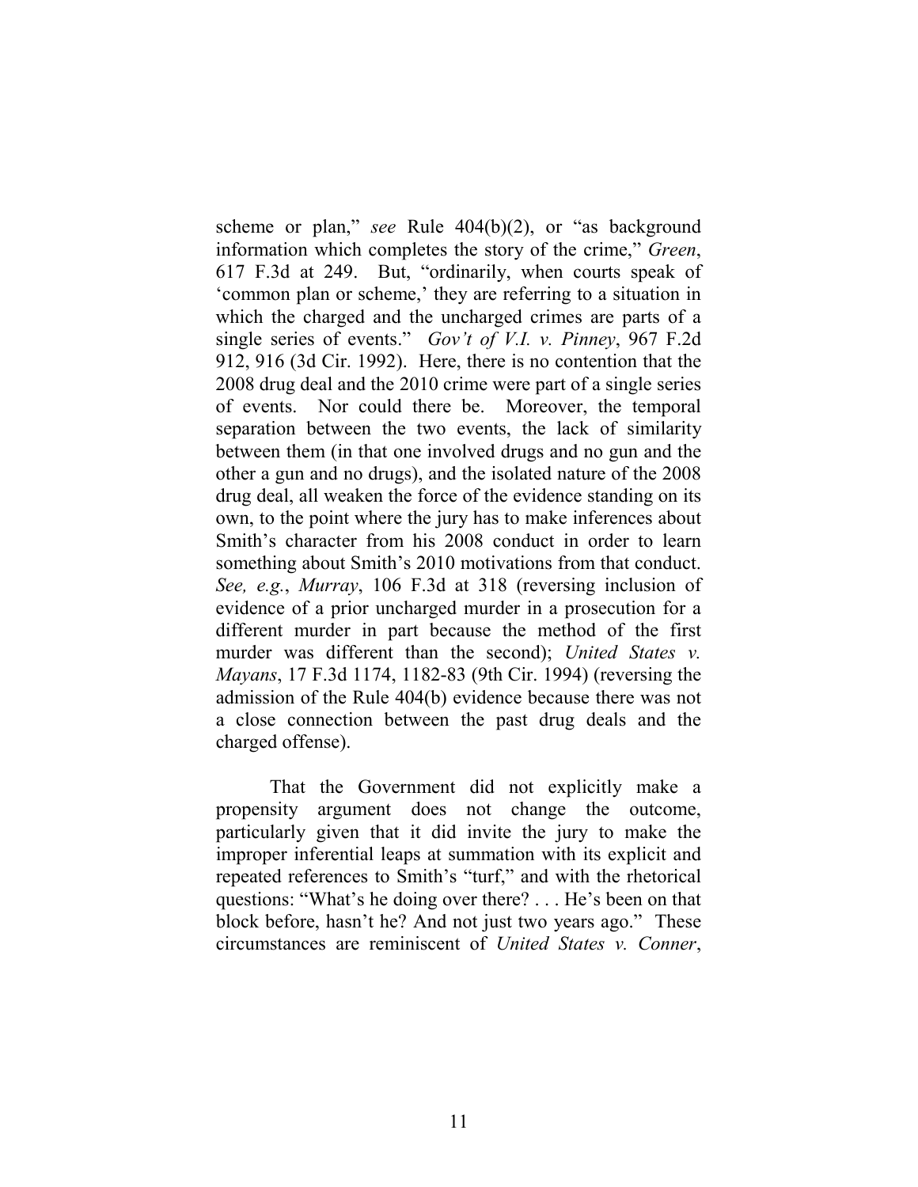scheme or plan," *see* Rule 404(b)(2), or "as background information which completes the story of the crime," *Green*, 617 F.3d at 249. But, "ordinarily, when courts speak of 'common plan or scheme,' they are referring to a situation in which the charged and the uncharged crimes are parts of a single series of events." *Gov't of V.I. v. Pinney*, 967 F.2d 912, 916 (3d Cir. 1992). Here, there is no contention that the 2008 drug deal and the 2010 crime were part of a single series of events. Nor could there be. Moreover, the temporal separation between the two events, the lack of similarity between them (in that one involved drugs and no gun and the other a gun and no drugs), and the isolated nature of the 2008 drug deal, all weaken the force of the evidence standing on its own, to the point where the jury has to make inferences about Smith's character from his 2008 conduct in order to learn something about Smith's 2010 motivations from that conduct. *See, e.g.*, *Murray*, 106 F.3d at 318 (reversing inclusion of evidence of a prior uncharged murder in a prosecution for a different murder in part because the method of the first murder was different than the second); *United States v. Mayans*, 17 F.3d 1174, 1182-83 (9th Cir. 1994) (reversing the admission of the Rule 404(b) evidence because there was not a close connection between the past drug deals and the charged offense).

That the Government did not explicitly make a propensity argument does not change the outcome, particularly given that it did invite the jury to make the improper inferential leaps at summation with its explicit and repeated references to Smith's "turf," and with the rhetorical questions: "What's he doing over there? . . . He's been on that block before, hasn't he? And not just two years ago." These circumstances are reminiscent of *United States v. Conner*,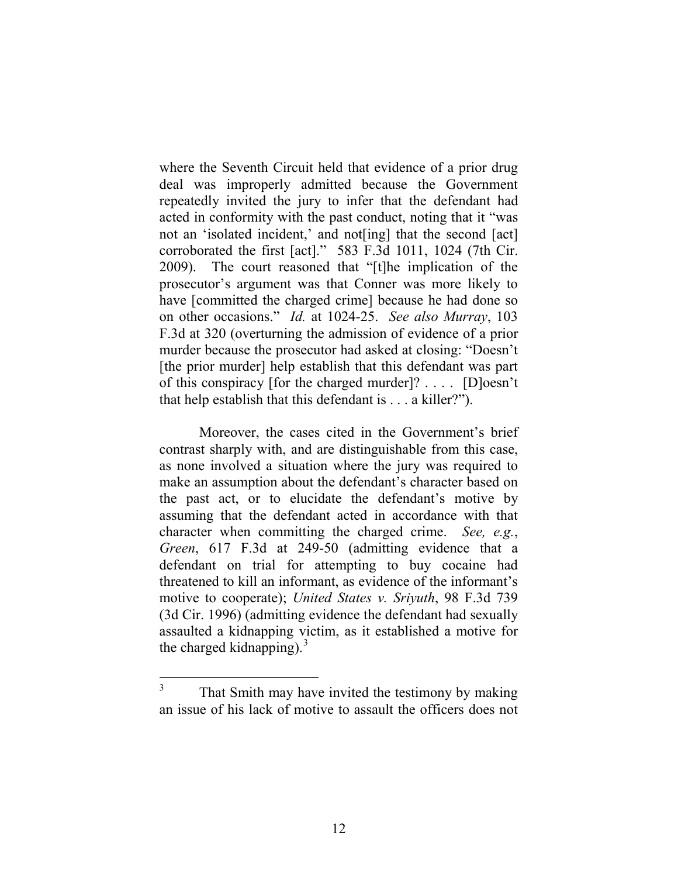where the Seventh Circuit held that evidence of a prior drug deal was improperly admitted because the Government repeatedly invited the jury to infer that the defendant had acted in conformity with the past conduct, noting that it "was not an 'isolated incident,' and not[ing] that the second [act] corroborated the first [act]." 583 F.3d 1011, 1024 (7th Cir. 2009). The court reasoned that "[t]he implication of the prosecutor's argument was that Conner was more likely to have [committed the charged crime] because he had done so on other occasions." *Id.* at 1024-25. *See also Murray*, 103 F.3d at 320 (overturning the admission of evidence of a prior murder because the prosecutor had asked at closing: "Doesn't [the prior murder] help establish that this defendant was part of this conspiracy [for the charged murder]? . . . . [D]oesn't that help establish that this defendant is . . . a killer?").

Moreover, the cases cited in the Government's brief contrast sharply with, and are distinguishable from this case, as none involved a situation where the jury was required to make an assumption about the defendant's character based on the past act, or to elucidate the defendant's motive by assuming that the defendant acted in accordance with that character when committing the charged crime. *See, e.g.*, *Green*, 617 F.3d at 249-50 (admitting evidence that a defendant on trial for attempting to buy cocaine had threatened to kill an informant, as evidence of the informant's motive to cooperate); *United States v. Sriyuth*, 98 F.3d 739 (3d Cir. 1996) (admitting evidence the defendant had sexually assaulted a kidnapping victim, as it established a motive for the charged kidnapping).[3]

[3] That Smith may have invited the testimony by making an issue of his lack of motive to assault the officers does not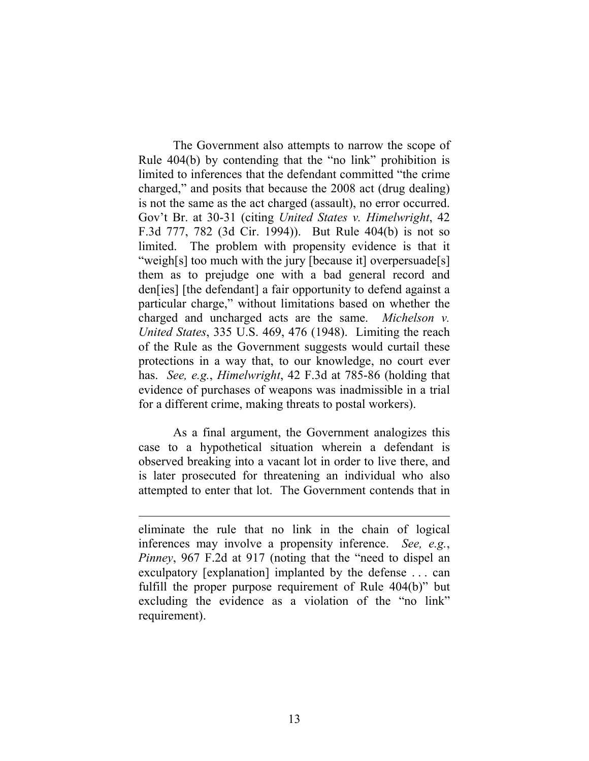The Government also attempts to narrow the scope of Rule 404(b) by contending that the "no link" prohibition is limited to inferences that the defendant committed "the crime charged," and posits that because the 2008 act (drug dealing) is not the same as the act charged (assault), no error occurred. Gov't Br. at 30-31 (citing *United States v. Himelwright*, 42 F.3d 777, 782 (3d Cir. 1994)). But Rule 404(b) is not so limited. The problem with propensity evidence is that it "weigh[s] too much with the jury [because it] overpersuade[s] them as to prejudge one with a bad general record and den[ies] [the defendant] a fair opportunity to defend against a particular charge," without limitations based on whether the charged and uncharged acts are the same. *Michelson v. United States*, 335 U.S. 469, 476 (1948). Limiting the reach of the Rule as the Government suggests would curtail these protections in a way that, to our knowledge, no court ever has. *See, e.g.*, *Himelwright*, 42 F.3d at 785-86 (holding that evidence of purchases of weapons was inadmissible in a trial for a different crime, making threats to postal workers).

As a final argument, the Government analogizes this case to a hypothetical situation wherein a defendant is observed breaking into a vacant lot in order to live there, and is later prosecuted for threatening an individual who also attempted to enter that lot. The Government contends that in

---

eliminate the rule that no link in the chain of logical inferences may involve a propensity inference. *See, e.g.*, *Pinney*, 967 F.2d at 917 (noting that the "need to dispel an exculpatory [explanation] implanted by the defense . . . can fulfill the proper purpose requirement of Rule 404(b)" but excluding the evidence as a violation of the "no link" requirement).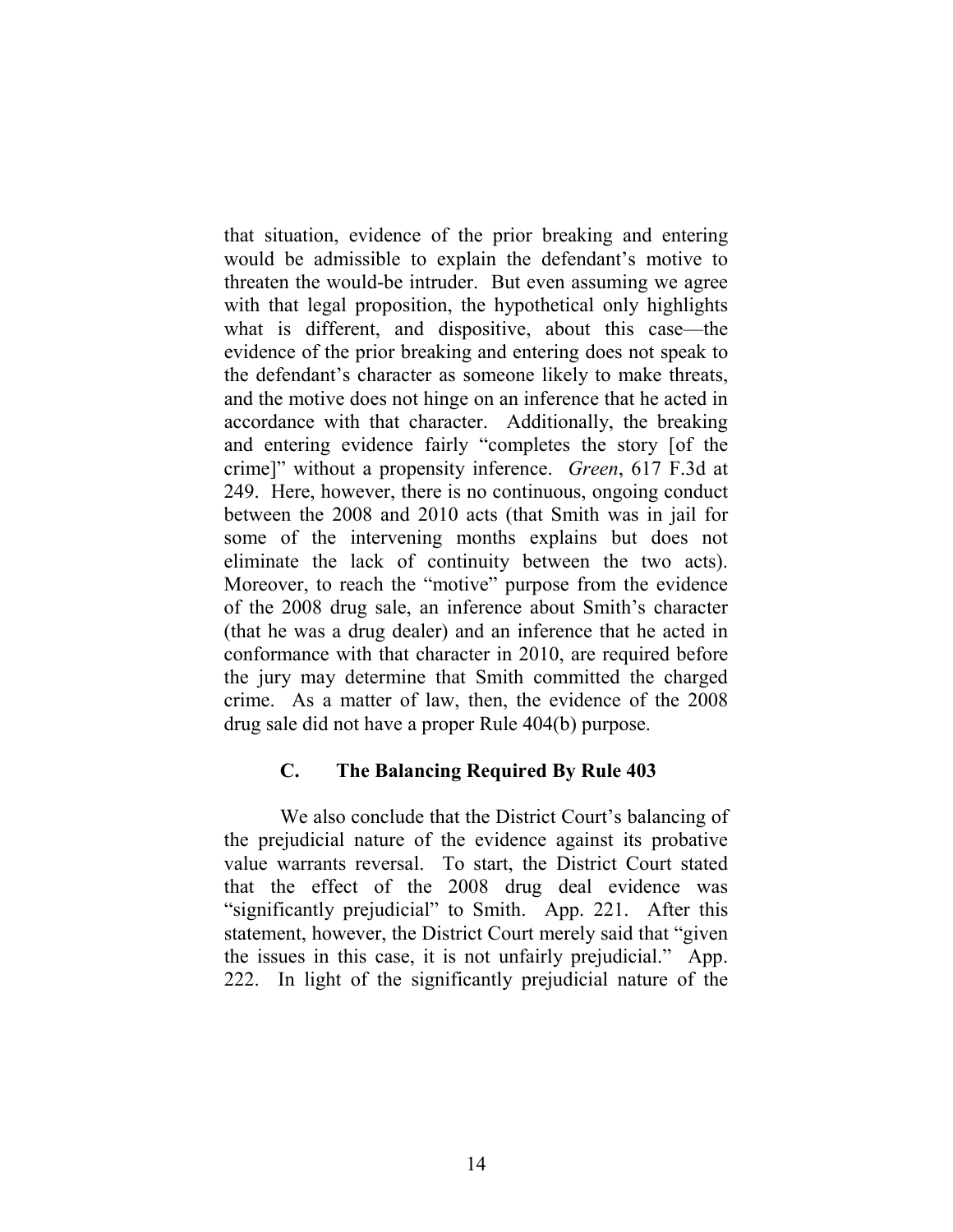that situation, evidence of the prior breaking and entering would be admissible to explain the defendant's motive to threaten the would-be intruder. But even assuming we agree with that legal proposition, the hypothetical only highlights what is different, and dispositive, about this case—the evidence of the prior breaking and entering does not speak to the defendant's character as someone likely to make threats, and the motive does not hinge on an inference that he acted in accordance with that character. Additionally, the breaking and entering evidence fairly "completes the story [of the crime]" without a propensity inference. *Green*, 617 F.3d at 249. Here, however, there is no continuous, ongoing conduct between the 2008 and 2010 acts (that Smith was in jail for some of the intervening months explains but does not eliminate the lack of continuity between the two acts). Moreover, to reach the "motive" purpose from the evidence of the 2008 drug sale, an inference about Smith's character (that he was a drug dealer) and an inference that he acted in conformance with that character in 2010, are required before the jury may determine that Smith committed the charged crime. As a matter of law, then, the evidence of the 2008 drug sale did not have a proper Rule 404(b) purpose.

### C. The Balancing Required By Rule 403

We also conclude that the District Court's balancing of the prejudicial nature of the evidence against its probative value warrants reversal. To start, the District Court stated that the effect of the 2008 drug deal evidence was "significantly prejudicial" to Smith. App. 221. After this statement, however, the District Court merely said that "given the issues in this case, it is not unfairly prejudicial." App. 222. In light of the significantly prejudicial nature of the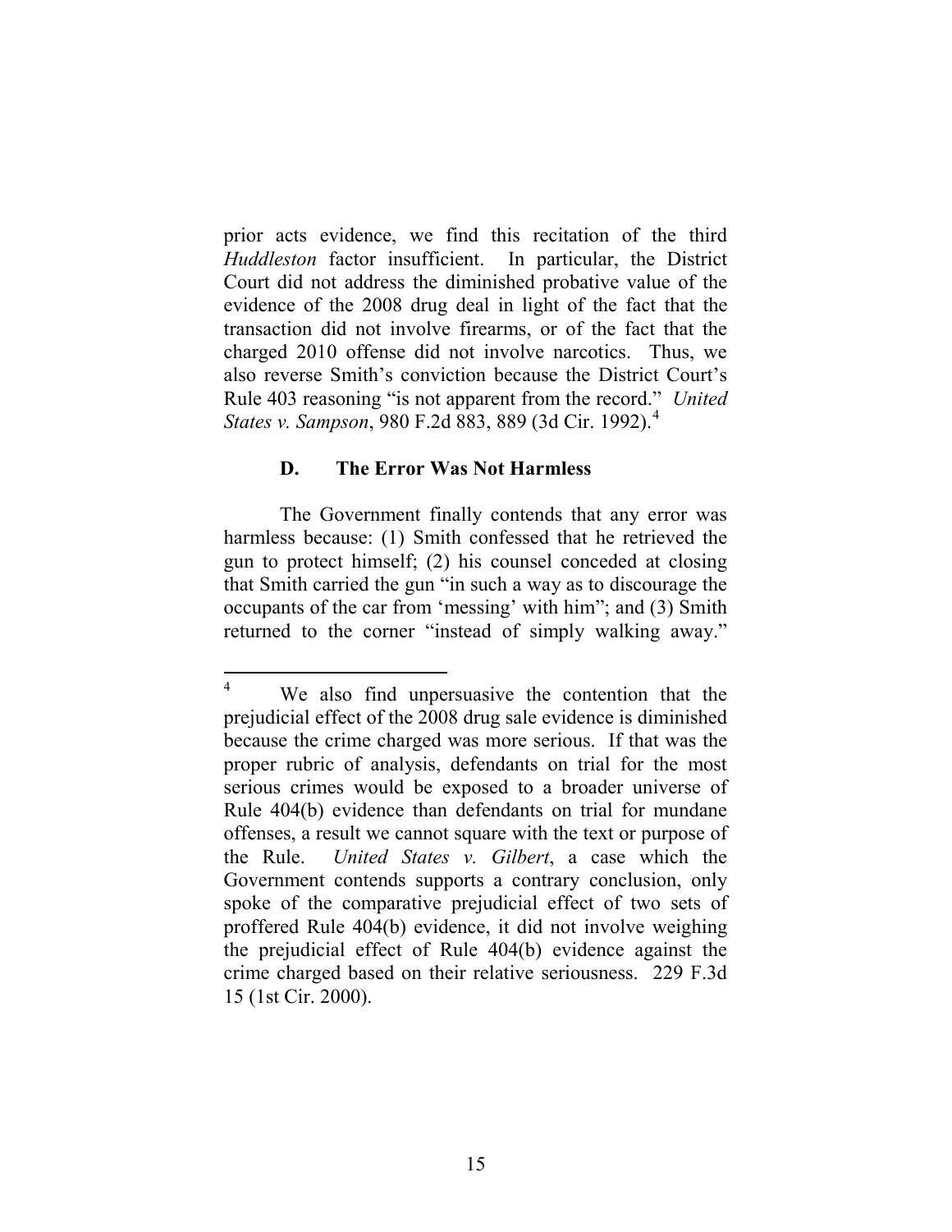prior acts evidence, we find this recitation of the third *Huddleston* factor insufficient. In particular, the District Court did not address the diminished probative value of the evidence of the 2008 drug deal in light of the fact that the transaction did not involve firearms, or of the fact that the charged 2010 offense did not involve narcotics. Thus, we also reverse Smith's conviction because the District Court's Rule 403 reasoning "is not apparent from the record." *United States v. Sampson*, 980 F.2d 883, 889 (3d Cir. 1992).[4]

### D. The Error Was Not Harmless

The Government finally contends that any error was harmless because: (1) Smith confessed that he retrieved the gun to protect himself; (2) his counsel conceded at closing that Smith carried the gun "in such a way as to discourage the occupants of the car from 'messing' with him"; and (3) Smith returned to the corner "instead of simply walking away."

---

[4] We also find unpersuasive the contention that the prejudicial effect of the 2008 drug sale evidence is diminished because the crime charged was more serious. If that was the proper rubric of analysis, defendants on trial for the most serious crimes would be exposed to a broader universe of Rule 404(b) evidence than defendants on trial for mundane offenses, a result we cannot square with the text or purpose of the Rule. *United States v. Gilbert*, a case which the Government contends supports a contrary conclusion, only spoke of the comparative prejudicial effect of two sets of proffered Rule 404(b) evidence, it did not involve weighing the prejudicial effect of Rule 404(b) evidence against the crime charged based on their relative seriousness. 229 F.3d 15 (1st Cir. 2000).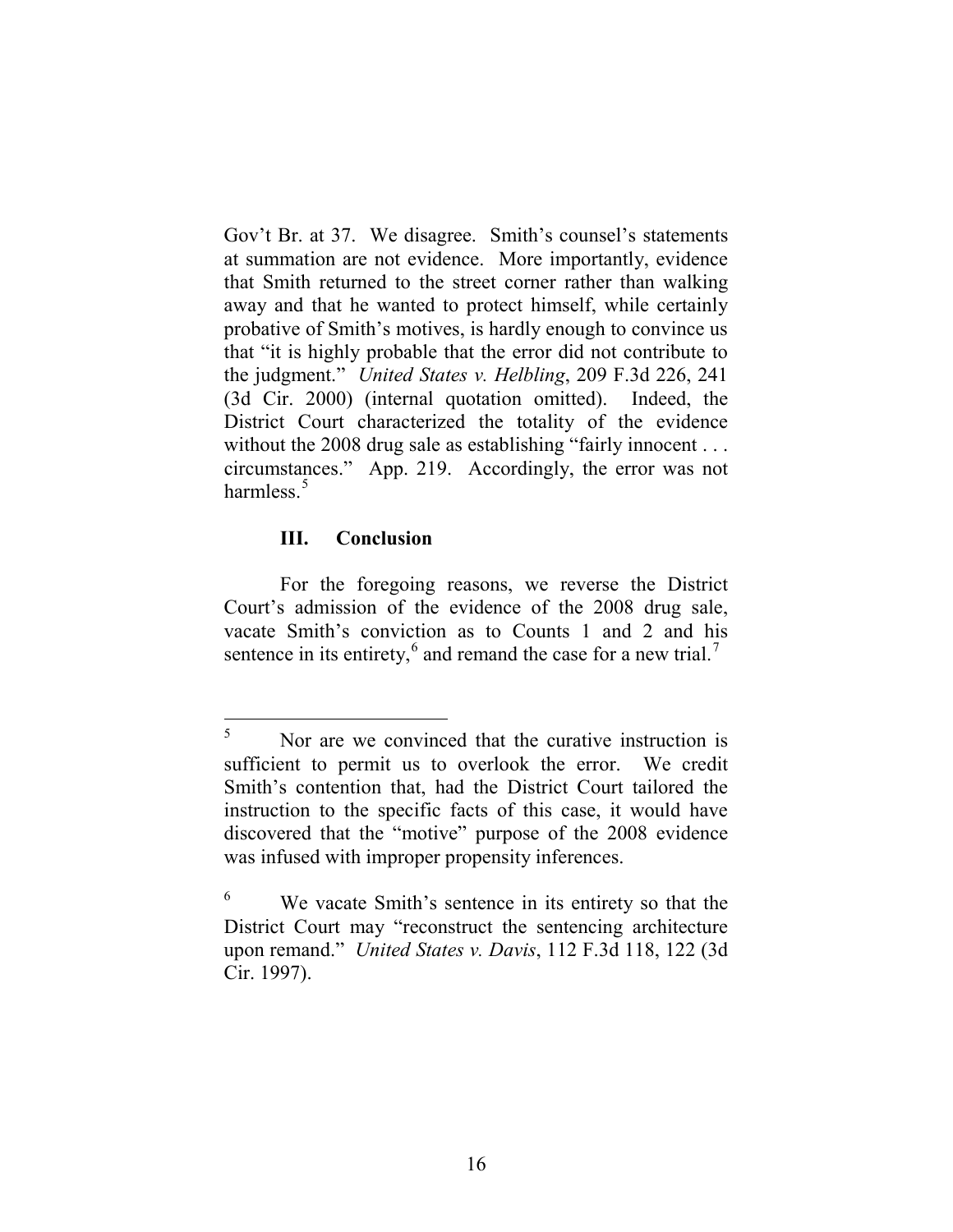Gov't Br. at 37. We disagree. Smith's counsel's statements at summation are not evidence. More importantly, evidence that Smith returned to the street corner rather than walking away and that he wanted to protect himself, while certainly probative of Smith's motives, is hardly enough to convince us that "it is highly probable that the error did not contribute to the judgment." *United States v. Helbling*, 209 F.3d 226, 241 (3d Cir. 2000) (internal quotation omitted). Indeed, the District Court characterized the totality of the evidence without the 2008 drug sale as establishing "fairly innocent . . . circumstances." App. 219. Accordingly, the error was not harmless.[5]

### III. Conclusion

For the foregoing reasons, we reverse the District Court's admission of the evidence of the 2008 drug sale, vacate Smith's conviction as to Counts 1 and 2 and his sentence in its entirety,[6] and remand the case for a new trial.[7]

---

[5] Nor are we convinced that the curative instruction is sufficient to permit us to overlook the error. We credit Smith's contention that, had the District Court tailored the instruction to the specific facts of this case, it would have discovered that the "motive" purpose of the 2008 evidence was infused with improper propensity inferences.

[6] We vacate Smith's sentence in its entirety so that the District Court may "reconstruct the sentencing architecture upon remand." *United States v. Davis*, 112 F.3d 118, 122 (3d Cir. 1997).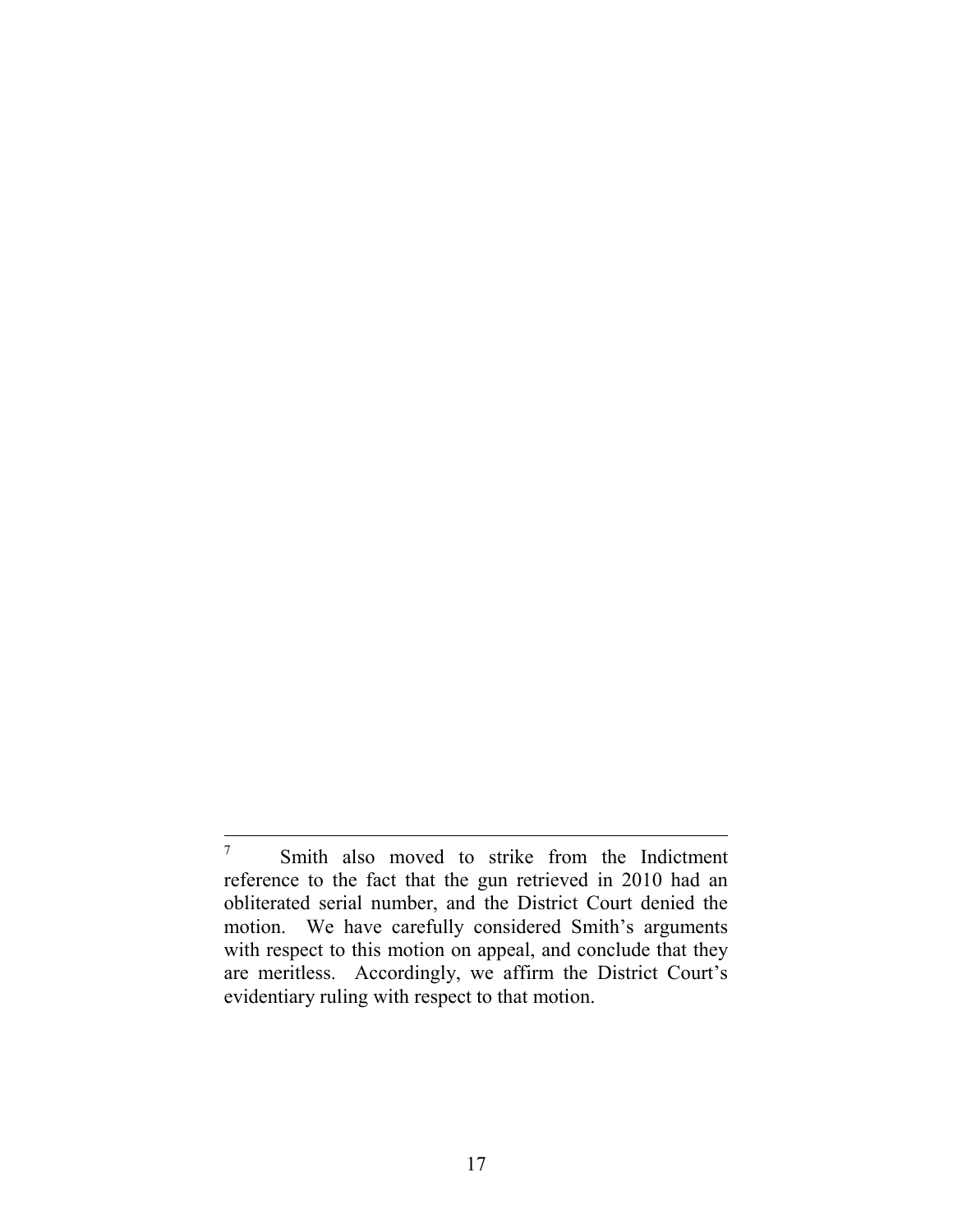[7] Smith also moved to strike from the Indictment reference to the fact that the gun retrieved in 2010 had an obliterated serial number, and the District Court denied the motion. We have carefully considered Smith's arguments with respect to this motion on appeal, and conclude that they are meritless. Accordingly, we affirm the District Court's evidentiary ruling with respect to that motion.